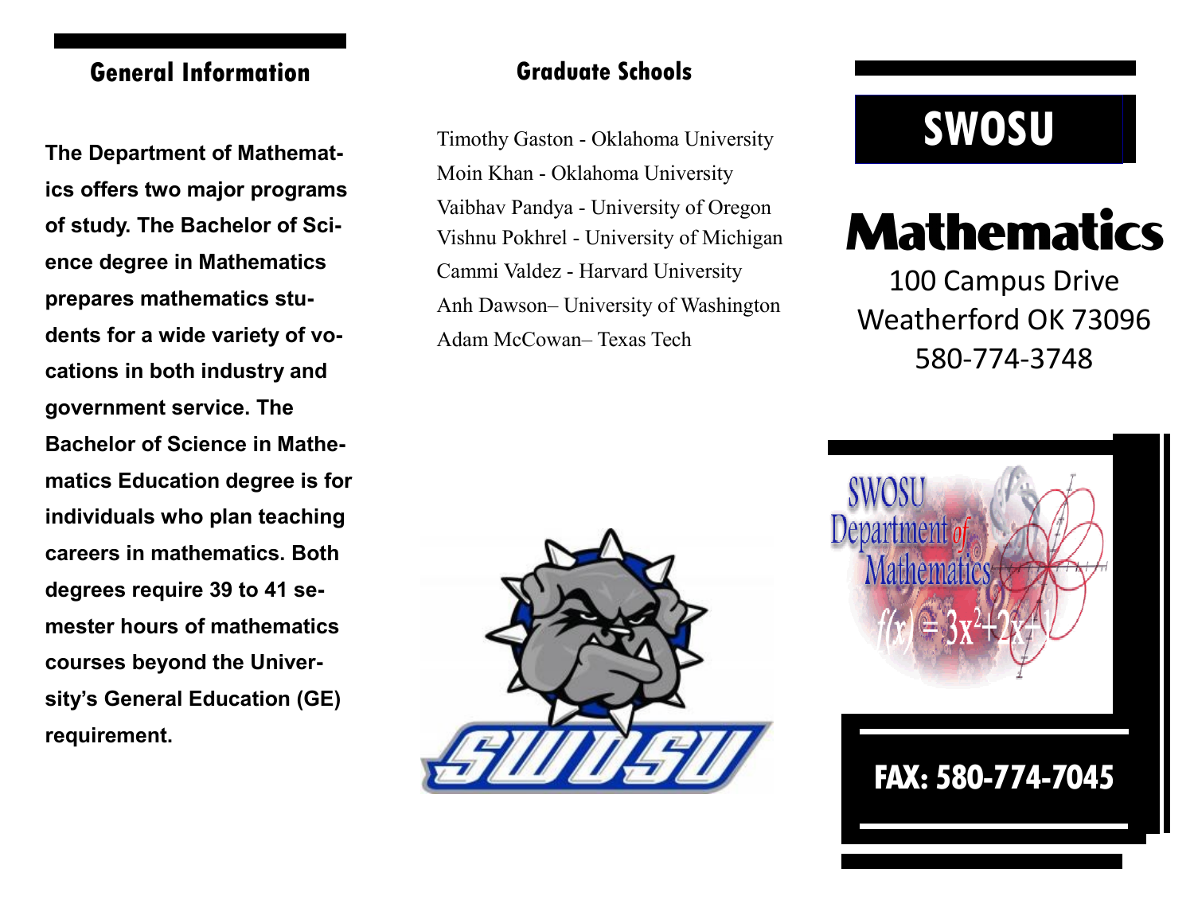## General Information

**The Department of Mathematics offers two major programs of study. The Bachelor of Science degree in Mathematics prepares mathematics students for a wide variety of vocations in both industry and government service. The Bachelor of Science in Mathematics Education degree is for individuals who plan teaching careers in mathematics. Both degrees require 39 to 41 semester hours of mathematics courses beyond the University's General Education (GE) requirement.**

## Graduate Schools

Timothy Gaston - Oklahoma University
Moin Khan - Oklahoma University
Vaibhav Pandya - University of Oregon
Vishnu Pokhrel - University of Michigan
Cammi Valdez - Harvard University
Anh Dawson– University of Washington
Adam McCowan– Texas Tech

# SWOSU

# Mathematics

100 Campus Drive
Weatherford OK 73096
580-774-3748

**FAX: 580-774-7045**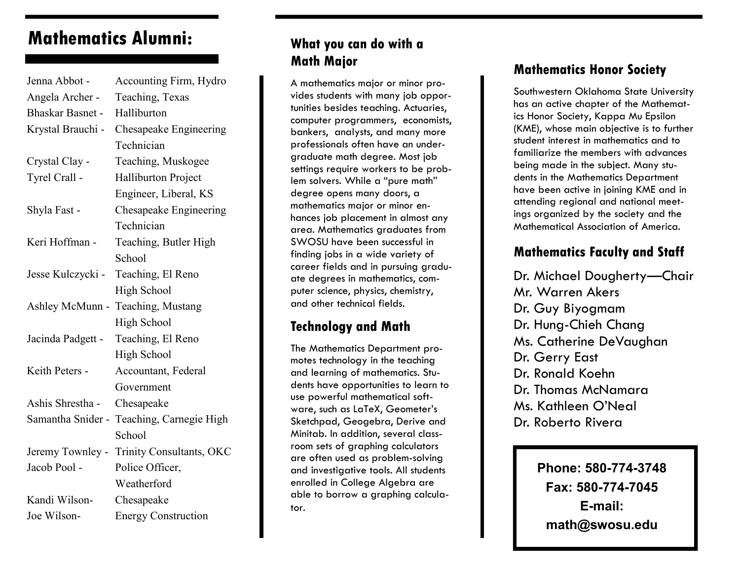## Mathematics Alumni:

| | |
|---|---|
| Jenna Abbot - | Accounting Firm, Hydro |
| Angela Archer - | Teaching, Texas |
| Bhaskar Basnet - | Halliburton |
| Krystal Brauchi - | Chesapeake Engineering Technician |
| Crystal Clay - | Teaching, Muskogee |
| Tyrel Crall - | Halliburton Project Engineer, Liberal, KS |
| Shyla Fast - | Chesapeake Engineering Technician |
| Keri Hoffman - | Teaching, Butler High School |
| Jesse Kulczycki - | Teaching, El Reno High School |
| Ashley McMunn - | Teaching, Mustang High School |
| Jacinda Padgett - | Teaching, El Reno High School |
| Keith Peters - | Accountant, Federal Government |
| Ashis Shrestha - | Chesapeake |
| Samantha Snider - | Teaching, Carnegie High School |
| Jeremy Townley - | Trinity Consultants, OKC |
| Jacob Pool - | Police Officer, Weatherford |
| Kandi Wilson- | Chesapeake |
| Joe Wilson- | Energy Construction |

## What you can do with a Math Major

A mathematics major or minor provides students with many job opportunities besides teaching. Actuaries, computer programmers, economists, bankers, analysts, and many more professionals often have an undergraduate math degree. Most job settings require workers to be problem solvers. While a "pure math" degree opens many doors, a mathematics major or minor enhances job placement in almost any area. Mathematics graduates from SWOSU have been successful in finding jobs in a wide variety of career fields and in pursuing graduate degrees in mathematics, computer science, physics, chemistry, and other technical fields.

## Technology and Math

The Mathematics Department promotes technology in the teaching and learning of mathematics. Students have opportunities to learn to use powerful mathematical software, such as LaTeX, Geometer's Sketchpad, Geogebra, Derive and Minitab. In addition, several classroom sets of graphing calculators are often used as problem-solving and investigative tools. All students enrolled in College Algebra are able to borrow a graphing calculator.

## Mathematics Honor Society

Southwestern Oklahoma State University has an active chapter of the Mathematics Honor Society, Kappa Mu Epsilon (KME), whose main objective is to further student interest in mathematics and to familiarize the members with advances being made in the subject. Many students in the Mathematics Department have been active in joining KME and in attending regional and national meetings organized by the society and the Mathematical Association of America.

## Mathematics Faculty and Staff

Dr. Michael Dougherty—Chair
Mr. Warren Akers
Dr. Guy Biyogmam
Dr. Hung-Chieh Chang
Ms. Catherine DeVaughan
Dr. Gerry East
Dr. Ronald Koehn
Dr. Thomas McNamara
Ms. Kathleen O'Neal
Dr. Roberto Rivera

**Phone: 580-774-3748**
**Fax: 580-774-7045**
**E-mail:**
**math@swosu.edu**